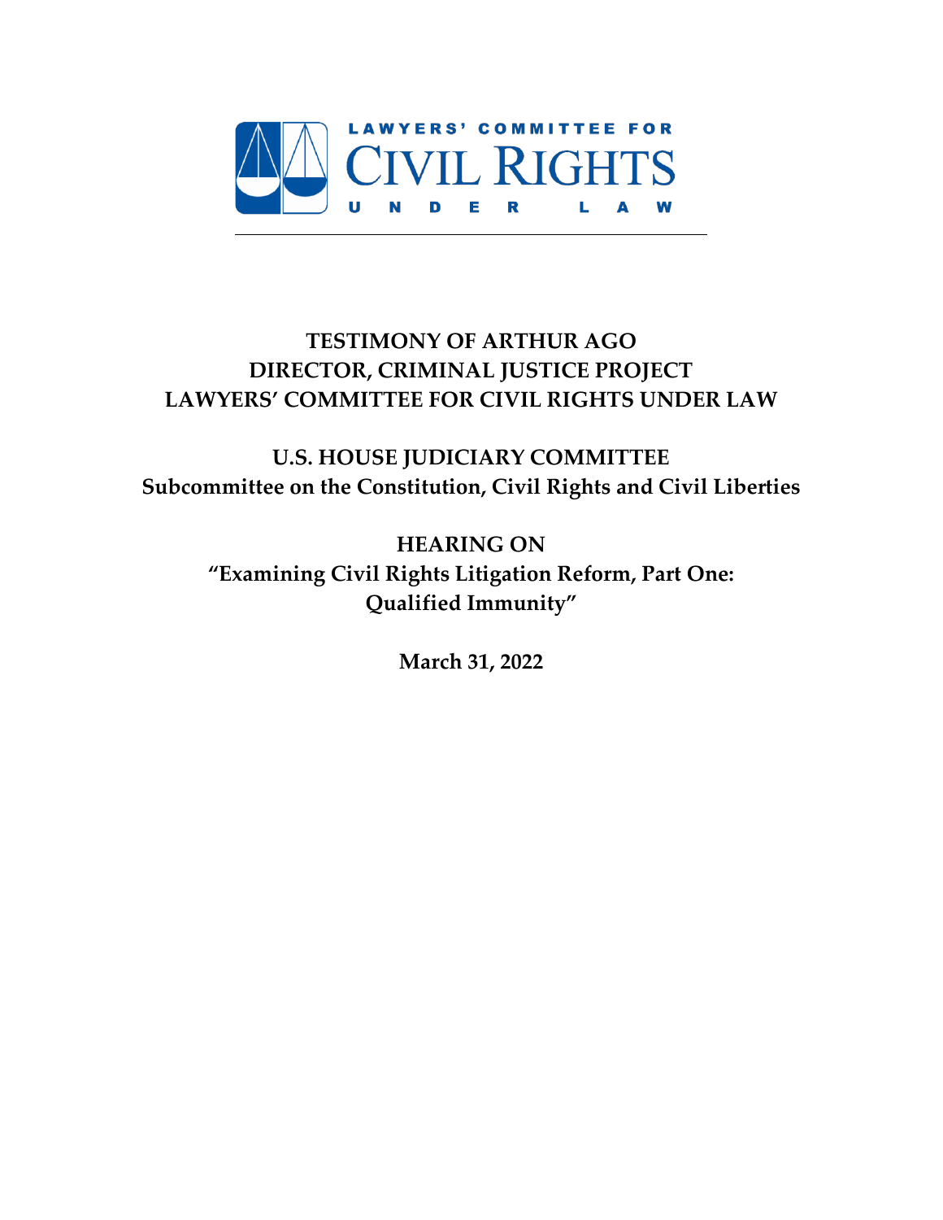LAWYERS' COMMITTEE FOR
CIVIL RIGHTS
UNDER LAW

---

# TESTIMONY OF ARTHUR AGO
# DIRECTOR, CRIMINAL JUSTICE PROJECT
# LAWYERS' COMMITTEE FOR CIVIL RIGHTS UNDER LAW

## U.S. HOUSE JUDICIARY COMMITTEE
## Subcommittee on the Constitution, Civil Rights and Civil Liberties

## HEARING ON
## "Examining Civil Rights Litigation Reform, Part One: Qualified Immunity"

**March 31, 2022**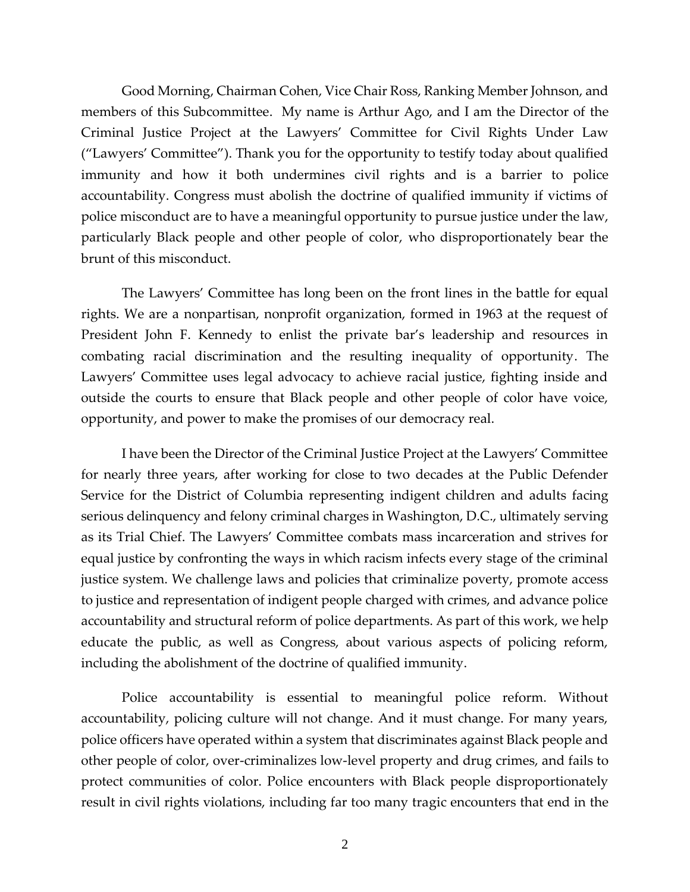Good Morning, Chairman Cohen, Vice Chair Ross, Ranking Member Johnson, and members of this Subcommittee. My name is Arthur Ago, and I am the Director of the Criminal Justice Project at the Lawyers' Committee for Civil Rights Under Law ("Lawyers' Committee"). Thank you for the opportunity to testify today about qualified immunity and how it both undermines civil rights and is a barrier to police accountability. Congress must abolish the doctrine of qualified immunity if victims of police misconduct are to have a meaningful opportunity to pursue justice under the law, particularly Black people and other people of color, who disproportionately bear the brunt of this misconduct.

The Lawyers' Committee has long been on the front lines in the battle for equal rights. We are a nonpartisan, nonprofit organization, formed in 1963 at the request of President John F. Kennedy to enlist the private bar's leadership and resources in combating racial discrimination and the resulting inequality of opportunity. The Lawyers' Committee uses legal advocacy to achieve racial justice, fighting inside and outside the courts to ensure that Black people and other people of color have voice, opportunity, and power to make the promises of our democracy real.

I have been the Director of the Criminal Justice Project at the Lawyers' Committee for nearly three years, after working for close to two decades at the Public Defender Service for the District of Columbia representing indigent children and adults facing serious delinquency and felony criminal charges in Washington, D.C., ultimately serving as its Trial Chief. The Lawyers' Committee combats mass incarceration and strives for equal justice by confronting the ways in which racism infects every stage of the criminal justice system. We challenge laws and policies that criminalize poverty, promote access to justice and representation of indigent people charged with crimes, and advance police accountability and structural reform of police departments. As part of this work, we help educate the public, as well as Congress, about various aspects of policing reform, including the abolishment of the doctrine of qualified immunity.

Police accountability is essential to meaningful police reform. Without accountability, policing culture will not change. And it must change. For many years, police officers have operated within a system that discriminates against Black people and other people of color, over-criminalizes low-level property and drug crimes, and fails to protect communities of color. Police encounters with Black people disproportionately result in civil rights violations, including far too many tragic encounters that end in the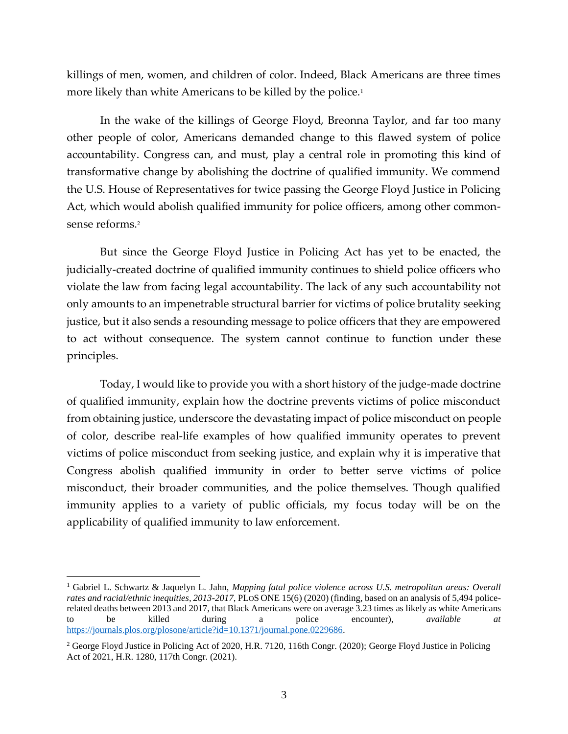killings of men, women, and children of color. Indeed, Black Americans are three times more likely than white Americans to be killed by the police.[1]

In the wake of the killings of George Floyd, Breonna Taylor, and far too many other people of color, Americans demanded change to this flawed system of police accountability. Congress can, and must, play a central role in promoting this kind of transformative change by abolishing the doctrine of qualified immunity. We commend the U.S. House of Representatives for twice passing the George Floyd Justice in Policing Act, which would abolish qualified immunity for police officers, among other commonsense reforms.[2]

But since the George Floyd Justice in Policing Act has yet to be enacted, the judicially-created doctrine of qualified immunity continues to shield police officers who violate the law from facing legal accountability. The lack of any such accountability not only amounts to an impenetrable structural barrier for victims of police brutality seeking justice, but it also sends a resounding message to police officers that they are empowered to act without consequence. The system cannot continue to function under these principles.

Today, I would like to provide you with a short history of the judge-made doctrine of qualified immunity, explain how the doctrine prevents victims of police misconduct from obtaining justice, underscore the devastating impact of police misconduct on people of color, describe real-life examples of how qualified immunity operates to prevent victims of police misconduct from seeking justice, and explain why it is imperative that Congress abolish qualified immunity in order to better serve victims of police misconduct, their broader communities, and the police themselves. Though qualified immunity applies to a variety of public officials, my focus today will be on the applicability of qualified immunity to law enforcement.

---

[1] Gabriel L. Schwartz & Jaquelyn L. Jahn, *Mapping fatal police violence across U.S. metropolitan areas: Overall rates and racial/ethnic inequities, 2013-2017*, PLOS ONE 15(6) (2020) (finding, based on an analysis of 5,494 police-related deaths between 2013 and 2017, that Black Americans were on average 3.23 times as likely as white Americans to be killed during a police encounter), *available at* https://journals.plos.org/plosone/article?id=10.1371/journal.pone.0229686.

[2] George Floyd Justice in Policing Act of 2020, H.R. 7120, 116th Congr. (2020); George Floyd Justice in Policing Act of 2021, H.R. 1280, 117th Congr. (2021).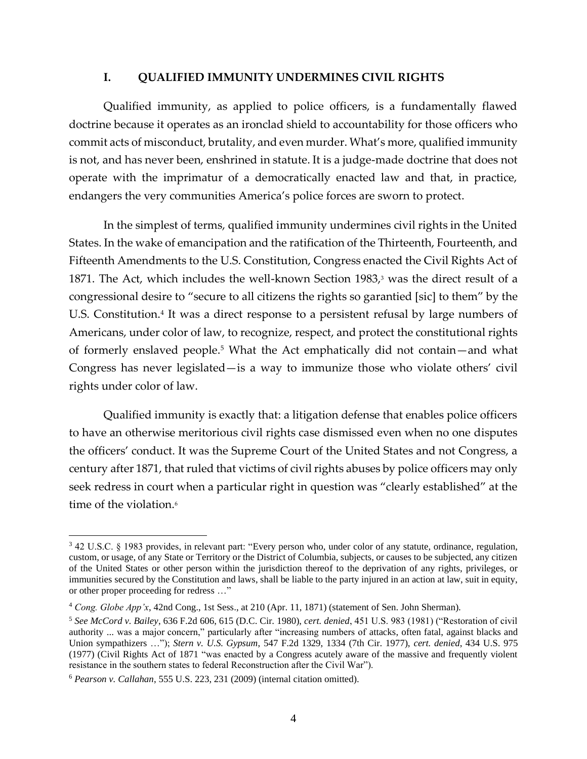## I. QUALIFIED IMMUNITY UNDERMINES CIVIL RIGHTS

Qualified immunity, as applied to police officers, is a fundamentally flawed doctrine because it operates as an ironclad shield to accountability for those officers who commit acts of misconduct, brutality, and even murder. What's more, qualified immunity is not, and has never been, enshrined in statute. It is a judge-made doctrine that does not operate with the imprimatur of a democratically enacted law and that, in practice, endangers the very communities America's police forces are sworn to protect.

In the simplest of terms, qualified immunity undermines civil rights in the United States. In the wake of emancipation and the ratification of the Thirteenth, Fourteenth, and Fifteenth Amendments to the U.S. Constitution, Congress enacted the Civil Rights Act of 1871. The Act, which includes the well-known Section 1983,[3] was the direct result of a congressional desire to "secure to all citizens the rights so garantied [sic] to them" by the U.S. Constitution.[4] It was a direct response to a persistent refusal by large numbers of Americans, under color of law, to recognize, respect, and protect the constitutional rights of formerly enslaved people.[5] What the Act emphatically did not contain—and what Congress has never legislated—is a way to immunize those who violate others' civil rights under color of law.

Qualified immunity is exactly that: a litigation defense that enables police officers to have an otherwise meritorious civil rights case dismissed even when no one disputes the officers' conduct. It was the Supreme Court of the United States and not Congress, a century after 1871, that ruled that victims of civil rights abuses by police officers may only seek redress in court when a particular right in question was "clearly established" at the time of the violation.[6]

---

[3] 42 U.S.C. § 1983 provides, in relevant part: "Every person who, under color of any statute, ordinance, regulation, custom, or usage, of any State or Territory or the District of Columbia, subjects, or causes to be subjected, any citizen of the United States or other person within the jurisdiction thereof to the deprivation of any rights, privileges, or immunities secured by the Constitution and laws, shall be liable to the party injured in an action at law, suit in equity, or other proper proceeding for redress …"

[4] *Cong. Globe App'x*, 42nd Cong., 1st Sess., at 210 (Apr. 11, 1871) (statement of Sen. John Sherman).

[5] *See McCord v. Bailey*, 636 F.2d 606, 615 (D.C. Cir. 1980), *cert. denied*, 451 U.S. 983 (1981) ("Restoration of civil authority ... was a major concern," particularly after "increasing numbers of attacks, often fatal, against blacks and Union sympathizers …"); *Stern v. U.S. Gypsum*, 547 F.2d 1329, 1334 (7th Cir. 1977), *cert. denied*, 434 U.S. 975 (1977) (Civil Rights Act of 1871 "was enacted by a Congress acutely aware of the massive and frequently violent resistance in the southern states to federal Reconstruction after the Civil War").

[6] *Pearson v. Callahan*, 555 U.S. 223, 231 (2009) (internal citation omitted).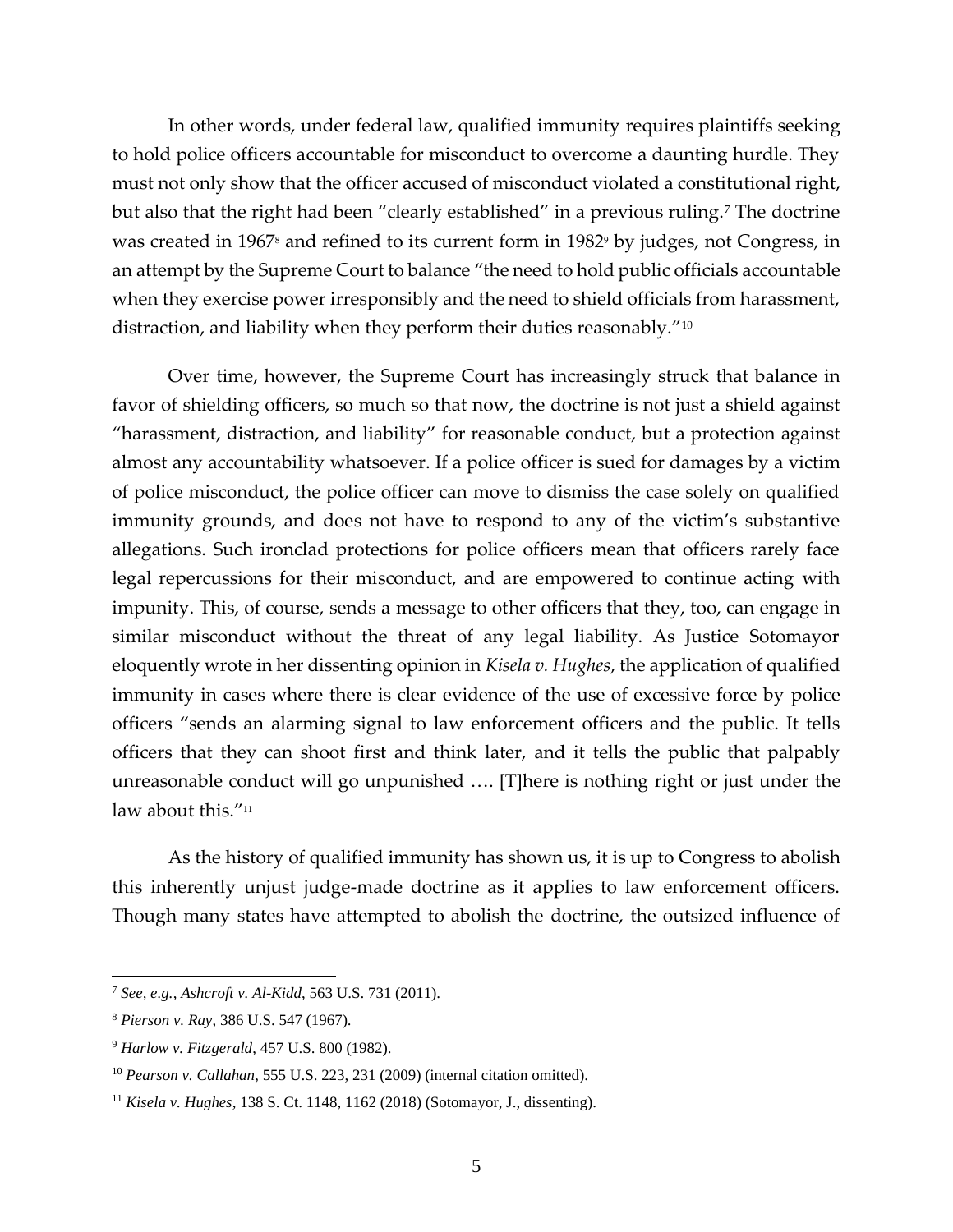In other words, under federal law, qualified immunity requires plaintiffs seeking to hold police officers accountable for misconduct to overcome a daunting hurdle. They must not only show that the officer accused of misconduct violated a constitutional right, but also that the right had been "clearly established" in a previous ruling.[7] The doctrine was created in 1967[8] and refined to its current form in 1982[9] by judges, not Congress, in an attempt by the Supreme Court to balance "the need to hold public officials accountable when they exercise power irresponsibly and the need to shield officials from harassment, distraction, and liability when they perform their duties reasonably."[10]

Over time, however, the Supreme Court has increasingly struck that balance in favor of shielding officers, so much so that now, the doctrine is not just a shield against "harassment, distraction, and liability" for reasonable conduct, but a protection against almost any accountability whatsoever. If a police officer is sued for damages by a victim of police misconduct, the police officer can move to dismiss the case solely on qualified immunity grounds, and does not have to respond to any of the victim's substantive allegations. Such ironclad protections for police officers mean that officers rarely face legal repercussions for their misconduct, and are empowered to continue acting with impunity. This, of course, sends a message to other officers that they, too, can engage in similar misconduct without the threat of any legal liability. As Justice Sotomayor eloquently wrote in her dissenting opinion in *Kisela v. Hughes*, the application of qualified immunity in cases where there is clear evidence of the use of excessive force by police officers "sends an alarming signal to law enforcement officers and the public. It tells officers that they can shoot first and think later, and it tells the public that palpably unreasonable conduct will go unpunished …. [T]here is nothing right or just under the law about this."[11]

As the history of qualified immunity has shown us, it is up to Congress to abolish this inherently unjust judge-made doctrine as it applies to law enforcement officers. Though many states have attempted to abolish the doctrine, the outsized influence of

---

[7] *See, e.g.*, *Ashcroft v. Al-Kidd*, 563 U.S. 731 (2011).

[8] *Pierson v. Ray*, 386 U.S. 547 (1967).

[9] *Harlow v. Fitzgerald*, 457 U.S. 800 (1982).

[10] *Pearson v. Callahan*, 555 U.S. 223, 231 (2009) (internal citation omitted).

[11] *Kisela v. Hughes*, 138 S. Ct. 1148, 1162 (2018) (Sotomayor, J., dissenting).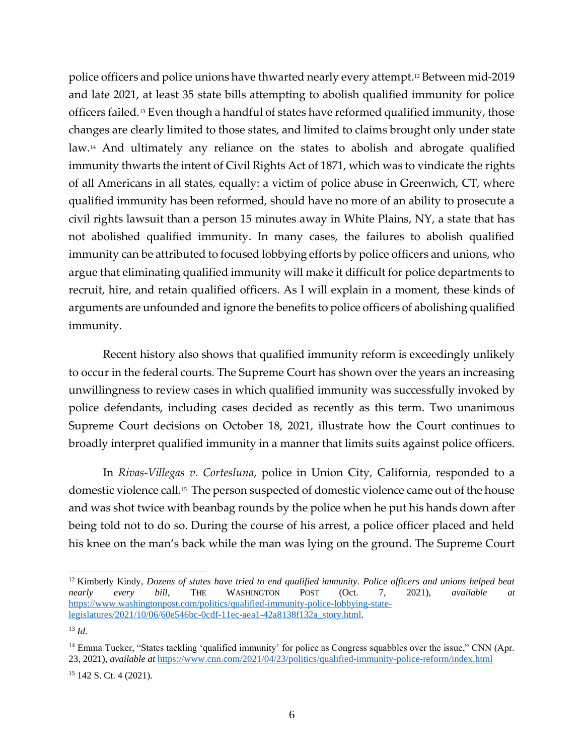police officers and police unions have thwarted nearly every attempt.[12] Between mid-2019 and late 2021, at least 35 state bills attempting to abolish qualified immunity for police officers failed.[13] Even though a handful of states have reformed qualified immunity, those changes are clearly limited to those states, and limited to claims brought only under state law.[14] And ultimately any reliance on the states to abolish and abrogate qualified immunity thwarts the intent of Civil Rights Act of 1871, which was to vindicate the rights of all Americans in all states, equally: a victim of police abuse in Greenwich, CT, where qualified immunity has been reformed, should have no more of an ability to prosecute a civil rights lawsuit than a person 15 minutes away in White Plains, NY, a state that has not abolished qualified immunity. In many cases, the failures to abolish qualified immunity can be attributed to focused lobbying efforts by police officers and unions, who argue that eliminating qualified immunity will make it difficult for police departments to recruit, hire, and retain qualified officers. As I will explain in a moment, these kinds of arguments are unfounded and ignore the benefits to police officers of abolishing qualified immunity.

Recent history also shows that qualified immunity reform is exceedingly unlikely to occur in the federal courts. The Supreme Court has shown over the years an increasing unwillingness to review cases in which qualified immunity was successfully invoked by police defendants, including cases decided as recently as this term. Two unanimous Supreme Court decisions on October 18, 2021, illustrate how the Court continues to broadly interpret qualified immunity in a manner that limits suits against police officers.

In *Rivas-Villegas v. Cortesluna*, police in Union City, California, responded to a domestic violence call.[15] The person suspected of domestic violence came out of the house and was shot twice with beanbag rounds by the police when he put his hands down after being told not to do so. During the course of his arrest, a police officer placed and held his knee on the man's back while the man was lying on the ground. The Supreme Court

---

[12] Kimberly Kindy, *Dozens of states have tried to end qualified immunity. Police officers and unions helped beat nearly every bill*, THE WASHINGTON POST (Oct. 7, 2021), *available at* https://www.washingtonpost.com/politics/qualified-immunity-police-lobbying-state-legislatures/2021/10/06/60e546bc-0cdf-11ec-aea1-42a8138f132a_story.html.

[13] *Id*.

[14] Emma Tucker, "States tackling 'qualified immunity' for police as Congress squabbles over the issue," CNN (Apr. 23, 2021), *available at* https://www.cnn.com/2021/04/23/politics/qualified-immunity-police-reform/index.html

[15] 142 S. Ct. 4 (2021).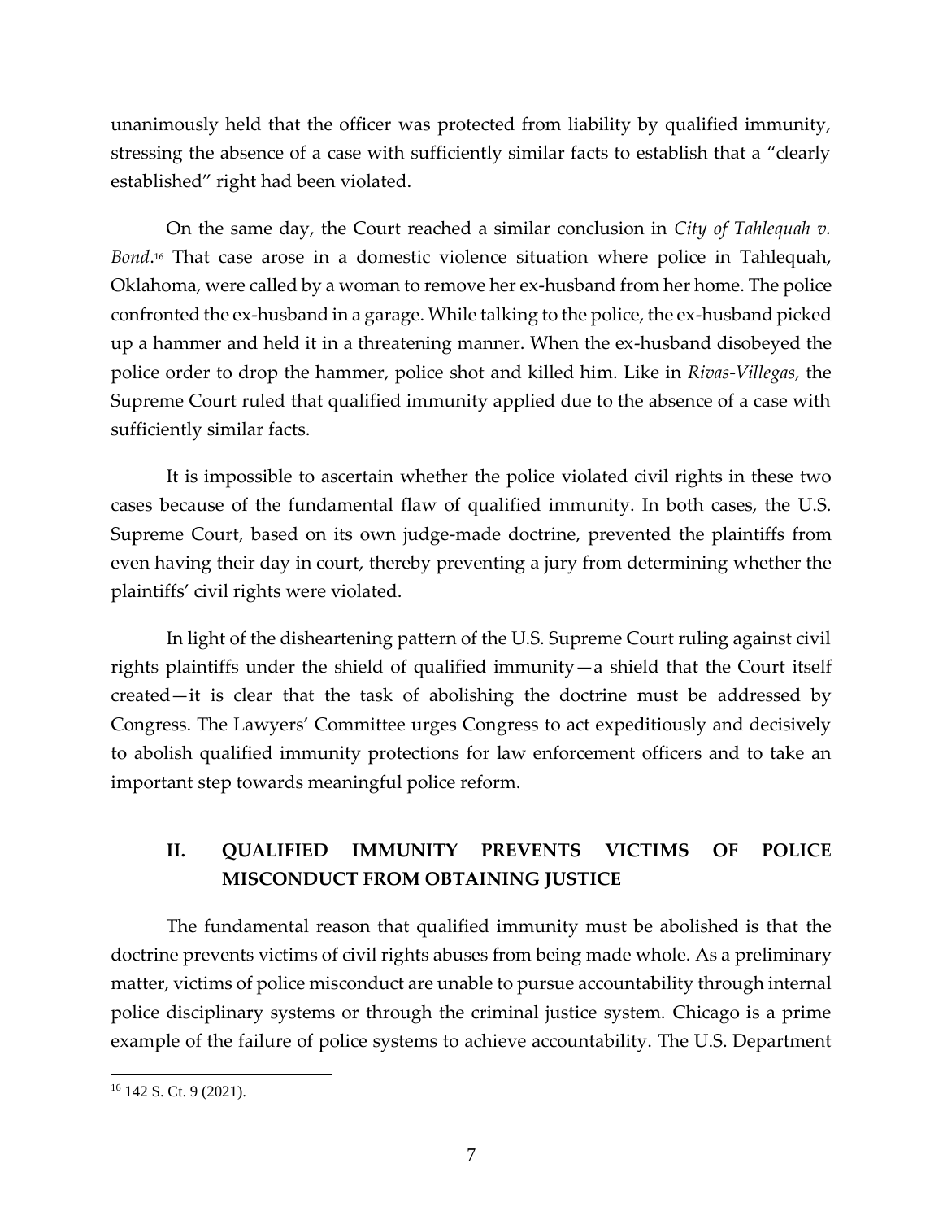unanimously held that the officer was protected from liability by qualified immunity, stressing the absence of a case with sufficiently similar facts to establish that a "clearly established" right had been violated.

On the same day, the Court reached a similar conclusion in *City of Tahlequah v. Bond*.[16] That case arose in a domestic violence situation where police in Tahlequah, Oklahoma, were called by a woman to remove her ex-husband from her home. The police confronted the ex-husband in a garage. While talking to the police, the ex-husband picked up a hammer and held it in a threatening manner. When the ex-husband disobeyed the police order to drop the hammer, police shot and killed him. Like in *Rivas-Villegas,* the Supreme Court ruled that qualified immunity applied due to the absence of a case with sufficiently similar facts.

It is impossible to ascertain whether the police violated civil rights in these two cases because of the fundamental flaw of qualified immunity. In both cases, the U.S. Supreme Court, based on its own judge-made doctrine, prevented the plaintiffs from even having their day in court, thereby preventing a jury from determining whether the plaintiffs' civil rights were violated.

In light of the disheartening pattern of the U.S. Supreme Court ruling against civil rights plaintiffs under the shield of qualified immunity—a shield that the Court itself created—it is clear that the task of abolishing the doctrine must be addressed by Congress. The Lawyers' Committee urges Congress to act expeditiously and decisively to abolish qualified immunity protections for law enforcement officers and to take an important step towards meaningful police reform.

## II. QUALIFIED IMMUNITY PREVENTS VICTIMS OF POLICE MISCONDUCT FROM OBTAINING JUSTICE

The fundamental reason that qualified immunity must be abolished is that the doctrine prevents victims of civil rights abuses from being made whole. As a preliminary matter, victims of police misconduct are unable to pursue accountability through internal police disciplinary systems or through the criminal justice system. Chicago is a prime example of the failure of police systems to achieve accountability. The U.S. Department

---

[16] 142 S. Ct. 9 (2021).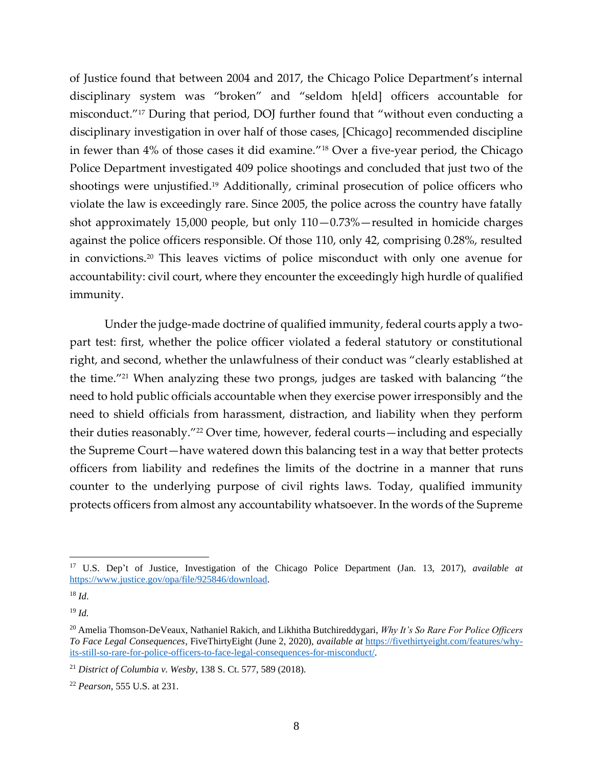of Justice found that between 2004 and 2017, the Chicago Police Department's internal disciplinary system was "broken" and "seldom h[eld] officers accountable for misconduct."[17] During that period, DOJ further found that "without even conducting a disciplinary investigation in over half of those cases, [Chicago] recommended discipline in fewer than 4% of those cases it did examine."[18] Over a five-year period, the Chicago Police Department investigated 409 police shootings and concluded that just two of the shootings were unjustified.[19] Additionally, criminal prosecution of police officers who violate the law is exceedingly rare. Since 2005, the police across the country have fatally shot approximately 15,000 people, but only 110—0.73%—resulted in homicide charges against the police officers responsible. Of those 110, only 42, comprising 0.28%, resulted in convictions.[20] This leaves victims of police misconduct with only one avenue for accountability: civil court, where they encounter the exceedingly high hurdle of qualified immunity.

Under the judge-made doctrine of qualified immunity, federal courts apply a two-part test: first, whether the police officer violated a federal statutory or constitutional right, and second, whether the unlawfulness of their conduct was "clearly established at the time."[21] When analyzing these two prongs, judges are tasked with balancing "the need to hold public officials accountable when they exercise power irresponsibly and the need to shield officials from harassment, distraction, and liability when they perform their duties reasonably."[22] Over time, however, federal courts—including and especially the Supreme Court—have watered down this balancing test in a way that better protects officers from liability and redefines the limits of the doctrine in a manner that runs counter to the underlying purpose of civil rights laws. Today, qualified immunity protects officers from almost any accountability whatsoever. In the words of the Supreme

---

[17] U.S. Dep't of Justice, Investigation of the Chicago Police Department (Jan. 13, 2017), *available at* https://www.justice.gov/opa/file/925846/download.

[18] *Id.*

[19] *Id.*

[20] Amelia Thomson-DeVeaux, Nathaniel Rakich, and Likhitha Butchireddygari, *Why It's So Rare For Police Officers To Face Legal Consequences*, FiveThirtyEight (June 2, 2020), *available at* https://fivethirtyeight.com/features/why-its-still-so-rare-for-police-officers-to-face-legal-consequences-for-misconduct/.

[21] *District of Columbia v. Wesby*, 138 S. Ct. 577, 589 (2018).

[22] *Pearson*, 555 U.S. at 231.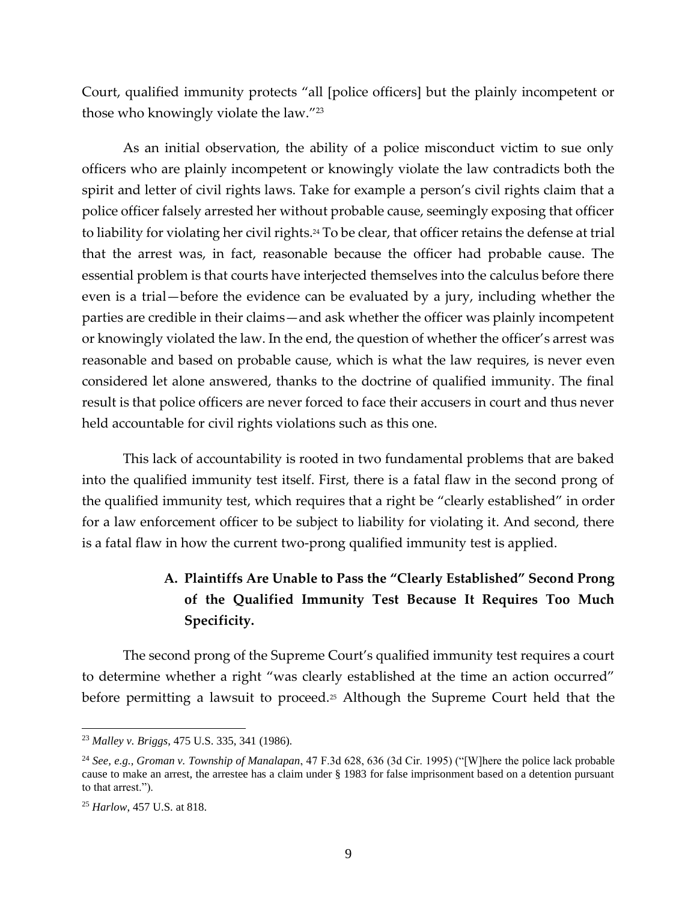Court, qualified immunity protects "all [police officers] but the plainly incompetent or those who knowingly violate the law."[23]

As an initial observation, the ability of a police misconduct victim to sue only officers who are plainly incompetent or knowingly violate the law contradicts both the spirit and letter of civil rights laws. Take for example a person's civil rights claim that a police officer falsely arrested her without probable cause, seemingly exposing that officer to liability for violating her civil rights.[24] To be clear, that officer retains the defense at trial that the arrest was, in fact, reasonable because the officer had probable cause. The essential problem is that courts have interjected themselves into the calculus before there even is a trial—before the evidence can be evaluated by a jury, including whether the parties are credible in their claims—and ask whether the officer was plainly incompetent or knowingly violated the law. In the end, the question of whether the officer's arrest was reasonable and based on probable cause, which is what the law requires, is never even considered let alone answered, thanks to the doctrine of qualified immunity. The final result is that police officers are never forced to face their accusers in court and thus never held accountable for civil rights violations such as this one.

This lack of accountability is rooted in two fundamental problems that are baked into the qualified immunity test itself. First, there is a fatal flaw in the second prong of the qualified immunity test, which requires that a right be "clearly established" in order for a law enforcement officer to be subject to liability for violating it. And second, there is a fatal flaw in how the current two-prong qualified immunity test is applied.

### A. Plaintiffs Are Unable to Pass the "Clearly Established" Second Prong of the Qualified Immunity Test Because It Requires Too Much Specificity.

The second prong of the Supreme Court's qualified immunity test requires a court to determine whether a right "was clearly established at the time an action occurred" before permitting a lawsuit to proceed.[25] Although the Supreme Court held that the

---

[23] *Malley v. Briggs*, 475 U.S. 335, 341 (1986).

[24] *See, e.g.*, *Groman v. Township of Manalapan*, 47 F.3d 628, 636 (3d Cir. 1995) ("[W]here the police lack probable cause to make an arrest, the arrestee has a claim under § 1983 for false imprisonment based on a detention pursuant to that arrest.").

[25] *Harlow*, 457 U.S. at 818.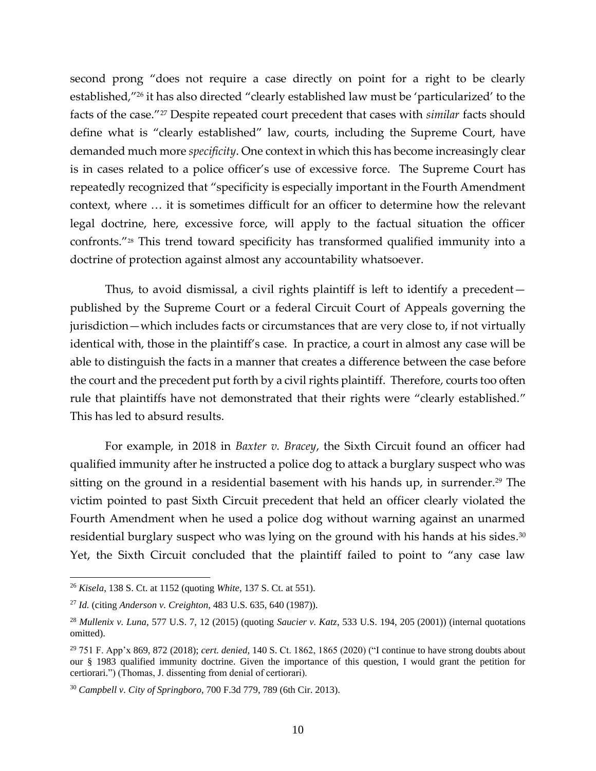second prong "does not require a case directly on point for a right to be clearly established,"[26] it has also directed "clearly established law must be 'particularized' to the facts of the case."[27] Despite repeated court precedent that cases with *similar* facts should define what is "clearly established" law, courts, including the Supreme Court, have demanded much more *specificity*. One context in which this has become increasingly clear is in cases related to a police officer's use of excessive force. The Supreme Court has repeatedly recognized that "specificity is especially important in the Fourth Amendment context, where … it is sometimes difficult for an officer to determine how the relevant legal doctrine, here, excessive force, will apply to the factual situation the officer confronts."[28] This trend toward specificity has transformed qualified immunity into a doctrine of protection against almost any accountability whatsoever.

Thus, to avoid dismissal, a civil rights plaintiff is left to identify a precedent—published by the Supreme Court or a federal Circuit Court of Appeals governing the jurisdiction—which includes facts or circumstances that are very close to, if not virtually identical with, those in the plaintiff's case. In practice, a court in almost any case will be able to distinguish the facts in a manner that creates a difference between the case before the court and the precedent put forth by a civil rights plaintiff. Therefore, courts too often rule that plaintiffs have not demonstrated that their rights were "clearly established." This has led to absurd results.

For example, in 2018 in *Baxter v. Bracey*, the Sixth Circuit found an officer had qualified immunity after he instructed a police dog to attack a burglary suspect who was sitting on the ground in a residential basement with his hands up, in surrender.[29] The victim pointed to past Sixth Circuit precedent that held an officer clearly violated the Fourth Amendment when he used a police dog without warning against an unarmed residential burglary suspect who was lying on the ground with his hands at his sides.[30] Yet, the Sixth Circuit concluded that the plaintiff failed to point to "any case law

---

[26] *Kisela*, 138 S. Ct. at 1152 (quoting *White*, 137 S. Ct. at 551).

[27] *Id.* (citing *Anderson v. Creighton*, 483 U.S. 635, 640 (1987)).

[28] *Mullenix v. Luna*, 577 U.S. 7, 12 (2015) (quoting *Saucier v. Katz*, 533 U.S. 194, 205 (2001)) (internal quotations omitted).

[29] 751 F. App'x 869, 872 (2018); *cert. denied*, 140 S. Ct. 1862, 1865 (2020) ("I continue to have strong doubts about our § 1983 qualified immunity doctrine. Given the importance of this question, I would grant the petition for certiorari.") (Thomas, J. dissenting from denial of certiorari).

[30] *Campbell v. City of Springboro*, 700 F.3d 779, 789 (6th Cir. 2013).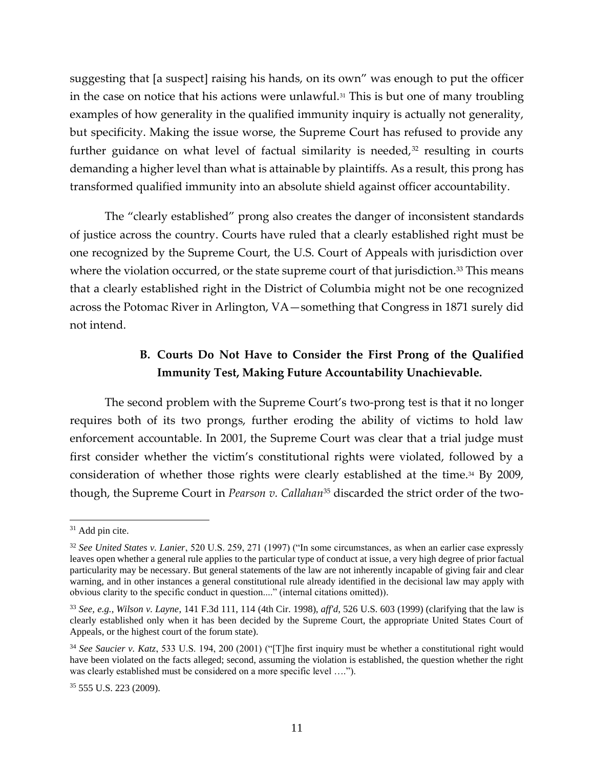suggesting that [a suspect] raising his hands, on its own" was enough to put the officer in the case on notice that his actions were unlawful.[31] This is but one of many troubling examples of how generality in the qualified immunity inquiry is actually not generality, but specificity. Making the issue worse, the Supreme Court has refused to provide any further guidance on what level of factual similarity is needed,[32] resulting in courts demanding a higher level than what is attainable by plaintiffs. As a result, this prong has transformed qualified immunity into an absolute shield against officer accountability.

The "clearly established" prong also creates the danger of inconsistent standards of justice across the country. Courts have ruled that a clearly established right must be one recognized by the Supreme Court, the U.S. Court of Appeals with jurisdiction over where the violation occurred, or the state supreme court of that jurisdiction.[33] This means that a clearly established right in the District of Columbia might not be one recognized across the Potomac River in Arlington, VA—something that Congress in 1871 surely did not intend.

### B. Courts Do Not Have to Consider the First Prong of the Qualified Immunity Test, Making Future Accountability Unachievable.

The second problem with the Supreme Court's two-prong test is that it no longer requires both of its two prongs, further eroding the ability of victims to hold law enforcement accountable. In 2001, the Supreme Court was clear that a trial judge must first consider whether the victim's constitutional rights were violated, followed by a consideration of whether those rights were clearly established at the time.[34] By 2009, though, the Supreme Court in *Pearson v. Callahan*[35] discarded the strict order of the two-

---

[31] Add pin cite.

[32] *See United States v. Lanier*, 520 U.S. 259, 271 (1997) ("In some circumstances, as when an earlier case expressly leaves open whether a general rule applies to the particular type of conduct at issue, a very high degree of prior factual particularity may be necessary. But general statements of the law are not inherently incapable of giving fair and clear warning, and in other instances a general constitutional rule already identified in the decisional law may apply with obvious clarity to the specific conduct in question...." (internal citations omitted)).

[33] *See, e.g.*, *Wilson v. Layne*, 141 F.3d 111, 114 (4th Cir. 1998), *aff'd*, 526 U.S. 603 (1999) (clarifying that the law is clearly established only when it has been decided by the Supreme Court, the appropriate United States Court of Appeals, or the highest court of the forum state).

[34] *See Saucier v. Katz*, 533 U.S. 194, 200 (2001) ("[T]he first inquiry must be whether a constitutional right would have been violated on the facts alleged; second, assuming the violation is established, the question whether the right was clearly established must be considered on a more specific level ….").

[35] 555 U.S. 223 (2009).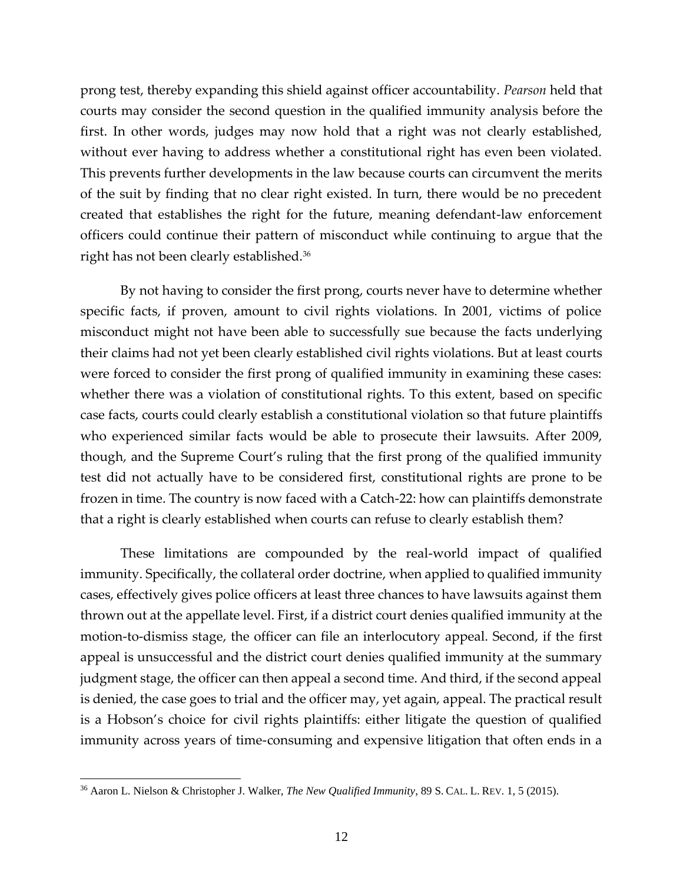prong test, thereby expanding this shield against officer accountability. *Pearson* held that courts may consider the second question in the qualified immunity analysis before the first. In other words, judges may now hold that a right was not clearly established, without ever having to address whether a constitutional right has even been violated. This prevents further developments in the law because courts can circumvent the merits of the suit by finding that no clear right existed. In turn, there would be no precedent created that establishes the right for the future, meaning defendant-law enforcement officers could continue their pattern of misconduct while continuing to argue that the right has not been clearly established.[36]

By not having to consider the first prong, courts never have to determine whether specific facts, if proven, amount to civil rights violations. In 2001, victims of police misconduct might not have been able to successfully sue because the facts underlying their claims had not yet been clearly established civil rights violations. But at least courts were forced to consider the first prong of qualified immunity in examining these cases: whether there was a violation of constitutional rights. To this extent, based on specific case facts, courts could clearly establish a constitutional violation so that future plaintiffs who experienced similar facts would be able to prosecute their lawsuits. After 2009, though, and the Supreme Court's ruling that the first prong of the qualified immunity test did not actually have to be considered first, constitutional rights are prone to be frozen in time. The country is now faced with a Catch-22: how can plaintiffs demonstrate that a right is clearly established when courts can refuse to clearly establish them?

These limitations are compounded by the real-world impact of qualified immunity. Specifically, the collateral order doctrine, when applied to qualified immunity cases, effectively gives police officers at least three chances to have lawsuits against them thrown out at the appellate level. First, if a district court denies qualified immunity at the motion-to-dismiss stage, the officer can file an interlocutory appeal. Second, if the first appeal is unsuccessful and the district court denies qualified immunity at the summary judgment stage, the officer can then appeal a second time. And third, if the second appeal is denied, the case goes to trial and the officer may, yet again, appeal. The practical result is a Hobson's choice for civil rights plaintiffs: either litigate the question of qualified immunity across years of time-consuming and expensive litigation that often ends in a

[36] Aaron L. Nielson & Christopher J. Walker, *The New Qualified Immunity*, 89 S. CAL. L. REV. 1, 5 (2015).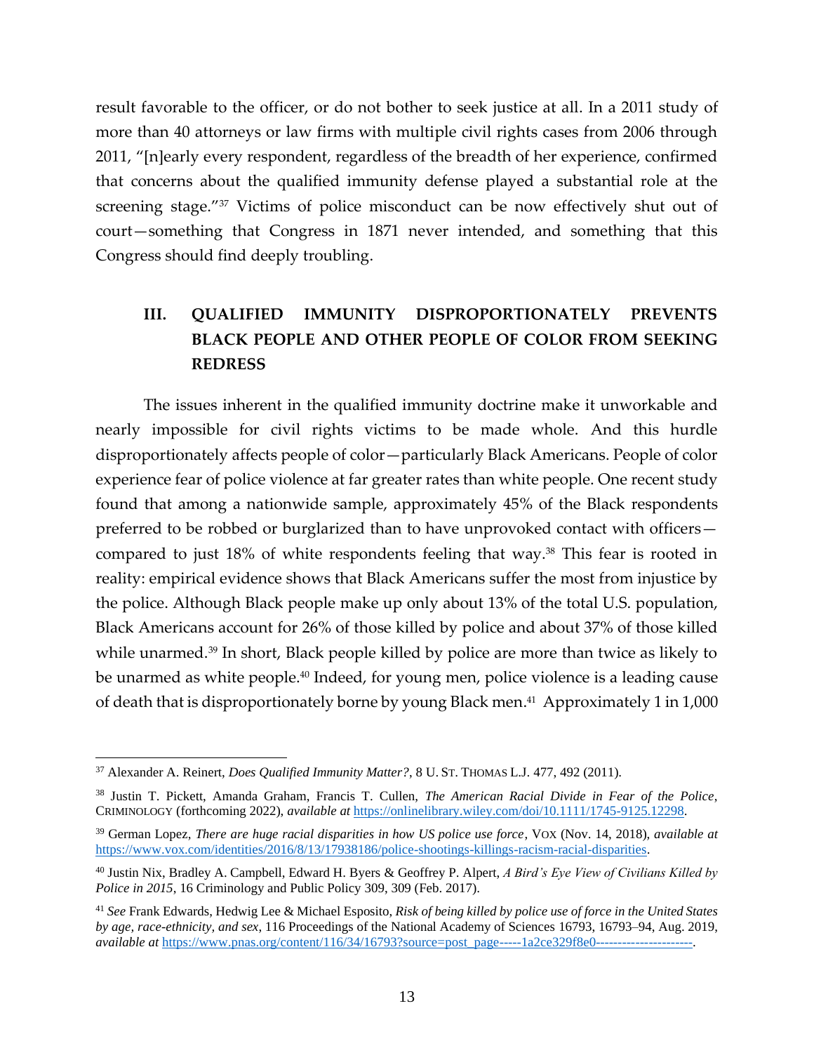result favorable to the officer, or do not bother to seek justice at all. In a 2011 study of more than 40 attorneys or law firms with multiple civil rights cases from 2006 through 2011, "[n]early every respondent, regardless of the breadth of her experience, confirmed that concerns about the qualified immunity defense played a substantial role at the screening stage."[37] Victims of police misconduct can be now effectively shut out of court—something that Congress in 1871 never intended, and something that this Congress should find deeply troubling.

## III. QUALIFIED IMMUNITY DISPROPORTIONATELY PREVENTS BLACK PEOPLE AND OTHER PEOPLE OF COLOR FROM SEEKING REDRESS

The issues inherent in the qualified immunity doctrine make it unworkable and nearly impossible for civil rights victims to be made whole. And this hurdle disproportionately affects people of color—particularly Black Americans. People of color experience fear of police violence at far greater rates than white people. One recent study found that among a nationwide sample, approximately 45% of the Black respondents preferred to be robbed or burglarized than to have unprovoked contact with officers—compared to just 18% of white respondents feeling that way.[38] This fear is rooted in reality: empirical evidence shows that Black Americans suffer the most from injustice by the police. Although Black people make up only about 13% of the total U.S. population, Black Americans account for 26% of those killed by police and about 37% of those killed while unarmed.[39] In short, Black people killed by police are more than twice as likely to be unarmed as white people.[40] Indeed, for young men, police violence is a leading cause of death that is disproportionately borne by young Black men.[41] Approximately 1 in 1,000

---

[37] Alexander A. Reinert, *Does Qualified Immunity Matter?*, 8 U. ST. THOMAS L.J. 477, 492 (2011).

[38] Justin T. Pickett, Amanda Graham, Francis T. Cullen, *The American Racial Divide in Fear of the Police*, CRIMINOLOGY (forthcoming 2022), *available at* https://onlinelibrary.wiley.com/doi/10.1111/1745-9125.12298.

[39] German Lopez, *There are huge racial disparities in how US police use force*, VOX (Nov. 14, 2018), *available at* https://www.vox.com/identities/2016/8/13/17938186/police-shootings-killings-racism-racial-disparities.

[40] Justin Nix, Bradley A. Campbell, Edward H. Byers & Geoffrey P. Alpert, *A Bird's Eye View of Civilians Killed by Police in 2015*, 16 Criminology and Public Policy 309, 309 (Feb. 2017).

[41] *See* Frank Edwards, Hedwig Lee & Michael Esposito, *Risk of being killed by police use of force in the United States by age, race-ethnicity, and sex*, 116 Proceedings of the National Academy of Sciences 16793, 16793–94, Aug. 2019, *available at* https://www.pnas.org/content/116/34/16793?source=post_page-----1a2ce329f8e0----------------------.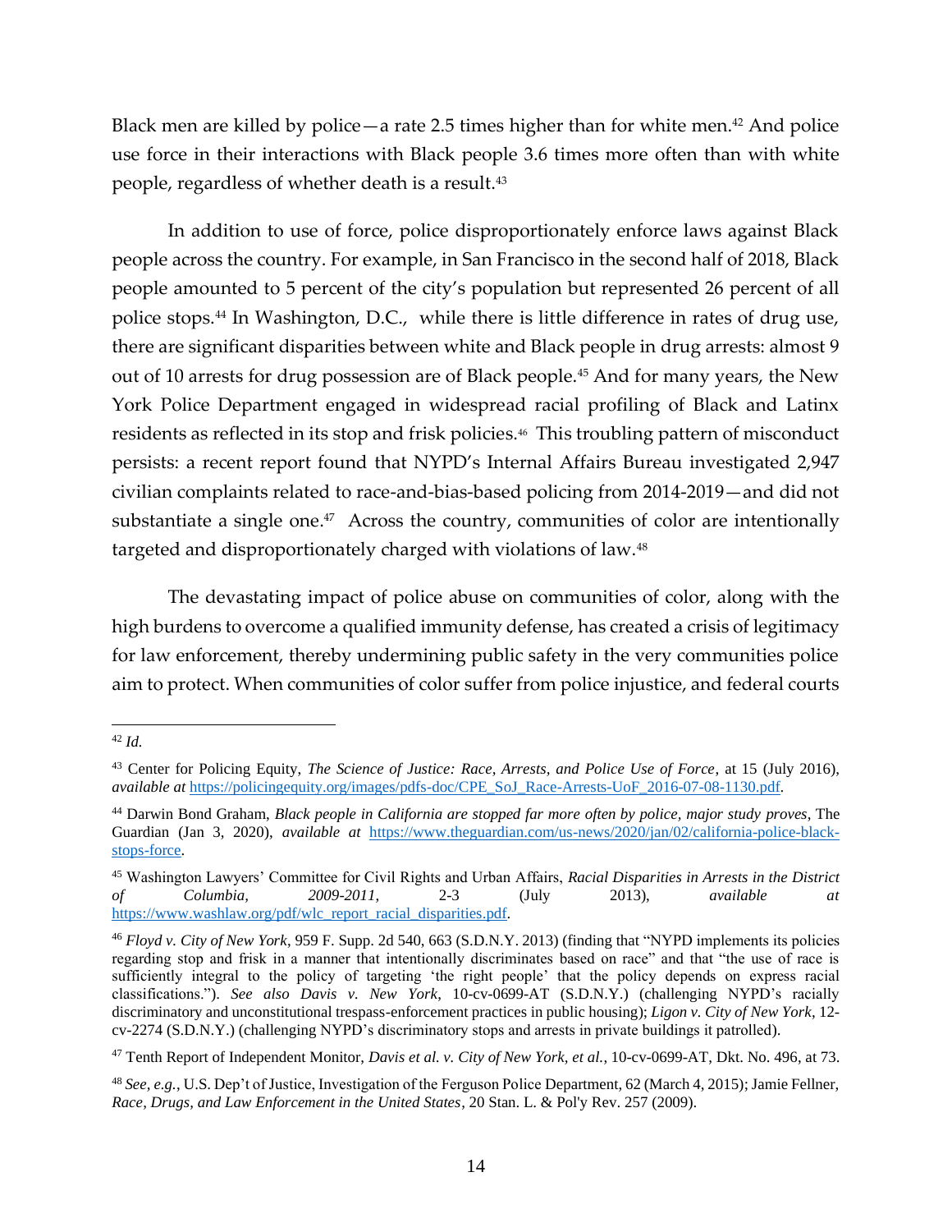Black men are killed by police—a rate 2.5 times higher than for white men.[42] And police use force in their interactions with Black people 3.6 times more often than with white people, regardless of whether death is a result.[43]

In addition to use of force, police disproportionately enforce laws against Black people across the country. For example, in San Francisco in the second half of 2018, Black people amounted to 5 percent of the city's population but represented 26 percent of all police stops.[44] In Washington, D.C., while there is little difference in rates of drug use, there are significant disparities between white and Black people in drug arrests: almost 9 out of 10 arrests for drug possession are of Black people.[45] And for many years, the New York Police Department engaged in widespread racial profiling of Black and Latinx residents as reflected in its stop and frisk policies.[46] This troubling pattern of misconduct persists: a recent report found that NYPD's Internal Affairs Bureau investigated 2,947 civilian complaints related to race-and-bias-based policing from 2014-2019—and did not substantiate a single one.[47] Across the country, communities of color are intentionally targeted and disproportionately charged with violations of law.[48]

The devastating impact of police abuse on communities of color, along with the high burdens to overcome a qualified immunity defense, has created a crisis of legitimacy for law enforcement, thereby undermining public safety in the very communities police aim to protect. When communities of color suffer from police injustice, and federal courts

---

[42] *Id.*

[43] Center for Policing Equity, *The Science of Justice: Race, Arrests, and Police Use of Force*, at 15 (July 2016), *available at* https://policingequity.org/images/pdfs-doc/CPE_SoJ_Race-Arrests-UoF_2016-07-08-1130.pdf.

[44] Darwin Bond Graham, *Black people in California are stopped far more often by police, major study proves*, The Guardian (Jan 3, 2020), *available at* https://www.theguardian.com/us-news/2020/jan/02/california-police-black-stops-force.

[45] Washington Lawyers' Committee for Civil Rights and Urban Affairs, *Racial Disparities in Arrests in the District of Columbia, 2009-2011*, 2-3 (July 2013), *available at* https://www.washlaw.org/pdf/wlc_report_racial_disparities.pdf.

[46] *Floyd v. City of New York*, 959 F. Supp. 2d 540, 663 (S.D.N.Y. 2013) (finding that "NYPD implements its policies regarding stop and frisk in a manner that intentionally discriminates based on race" and that "the use of race is sufficiently integral to the policy of targeting 'the right people' that the policy depends on express racial classifications."). *See also Davis v. New York*, 10-cv-0699-AT (S.D.N.Y.) (challenging NYPD's racially discriminatory and unconstitutional trespass-enforcement practices in public housing); *Ligon v. City of New York*, 12-cv-2274 (S.D.N.Y.) (challenging NYPD's discriminatory stops and arrests in private buildings it patrolled).

[47] Tenth Report of Independent Monitor, *Davis et al. v. City of New York, et al.*, 10-cv-0699-AT, Dkt. No. 496, at 73.

[48] *See, e.g.*, U.S. Dep't of Justice, Investigation of the Ferguson Police Department, 62 (March 4, 2015); Jamie Fellner, *Race, Drugs, and Law Enforcement in the United States*, 20 Stan. L. & Pol'y Rev. 257 (2009).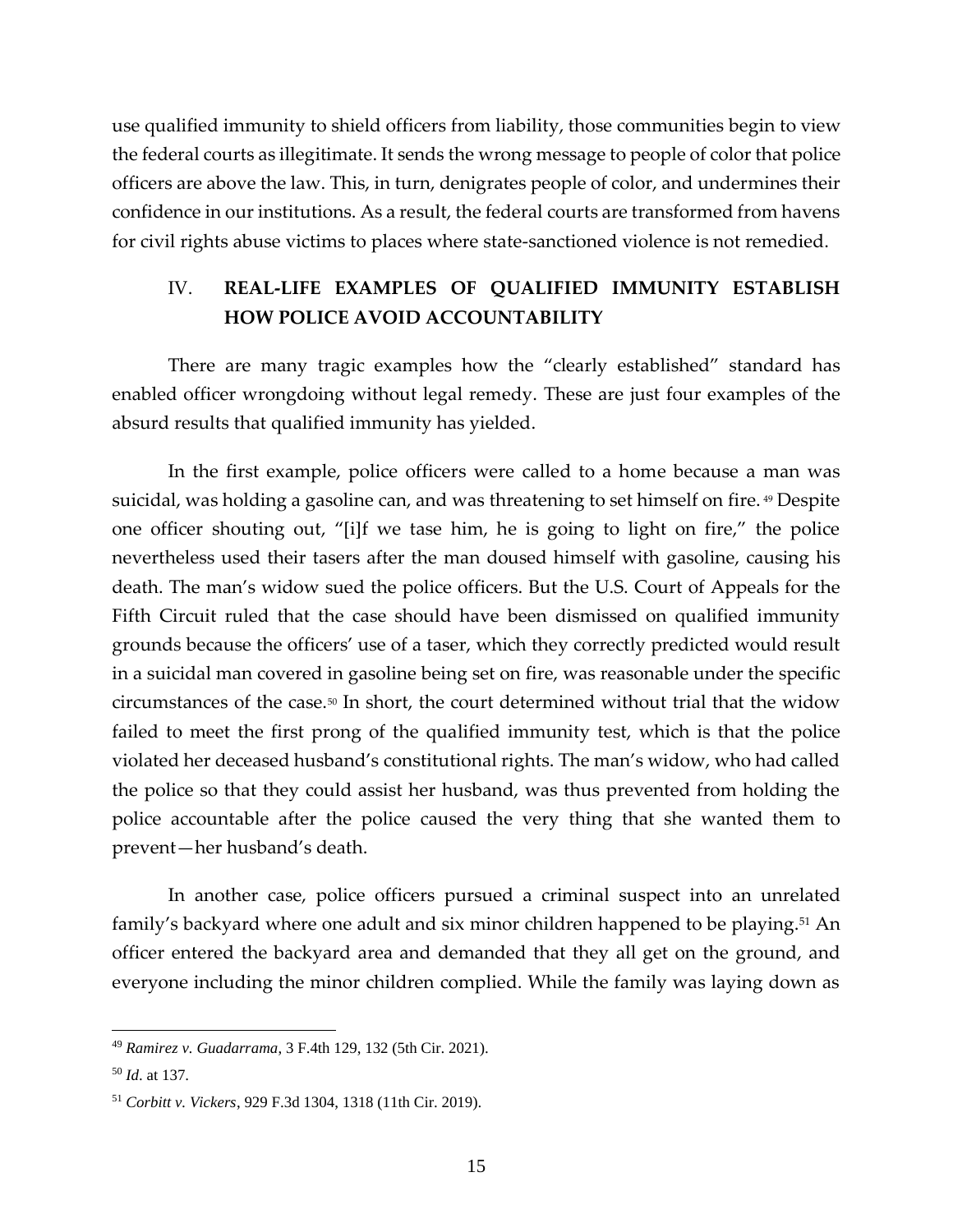use qualified immunity to shield officers from liability, those communities begin to view the federal courts as illegitimate. It sends the wrong message to people of color that police officers are above the law. This, in turn, denigrates people of color, and undermines their confidence in our institutions. As a result, the federal courts are transformed from havens for civil rights abuse victims to places where state-sanctioned violence is not remedied.

## IV. REAL-LIFE EXAMPLES OF QUALIFIED IMMUNITY ESTABLISH HOW POLICE AVOID ACCOUNTABILITY

There are many tragic examples how the "clearly established" standard has enabled officer wrongdoing without legal remedy. These are just four examples of the absurd results that qualified immunity has yielded.

In the first example, police officers were called to a home because a man was suicidal, was holding a gasoline can, and was threatening to set himself on fire.[49] Despite one officer shouting out, "[i]f we tase him, he is going to light on fire," the police nevertheless used their tasers after the man doused himself with gasoline, causing his death. The man's widow sued the police officers. But the U.S. Court of Appeals for the Fifth Circuit ruled that the case should have been dismissed on qualified immunity grounds because the officers' use of a taser, which they correctly predicted would result in a suicidal man covered in gasoline being set on fire, was reasonable under the specific circumstances of the case.[50] In short, the court determined without trial that the widow failed to meet the first prong of the qualified immunity test, which is that the police violated her deceased husband's constitutional rights. The man's widow, who had called the police so that they could assist her husband, was thus prevented from holding the police accountable after the police caused the very thing that she wanted them to prevent—her husband's death.

In another case, police officers pursued a criminal suspect into an unrelated family's backyard where one adult and six minor children happened to be playing.[51] An officer entered the backyard area and demanded that they all get on the ground, and everyone including the minor children complied. While the family was laying down as

---

[49] *Ramirez v. Guadarrama*, 3 F.4th 129, 132 (5th Cir. 2021).

[50] *Id*. at 137.

[51] *Corbitt v. Vickers*, 929 F.3d 1304, 1318 (11th Cir. 2019).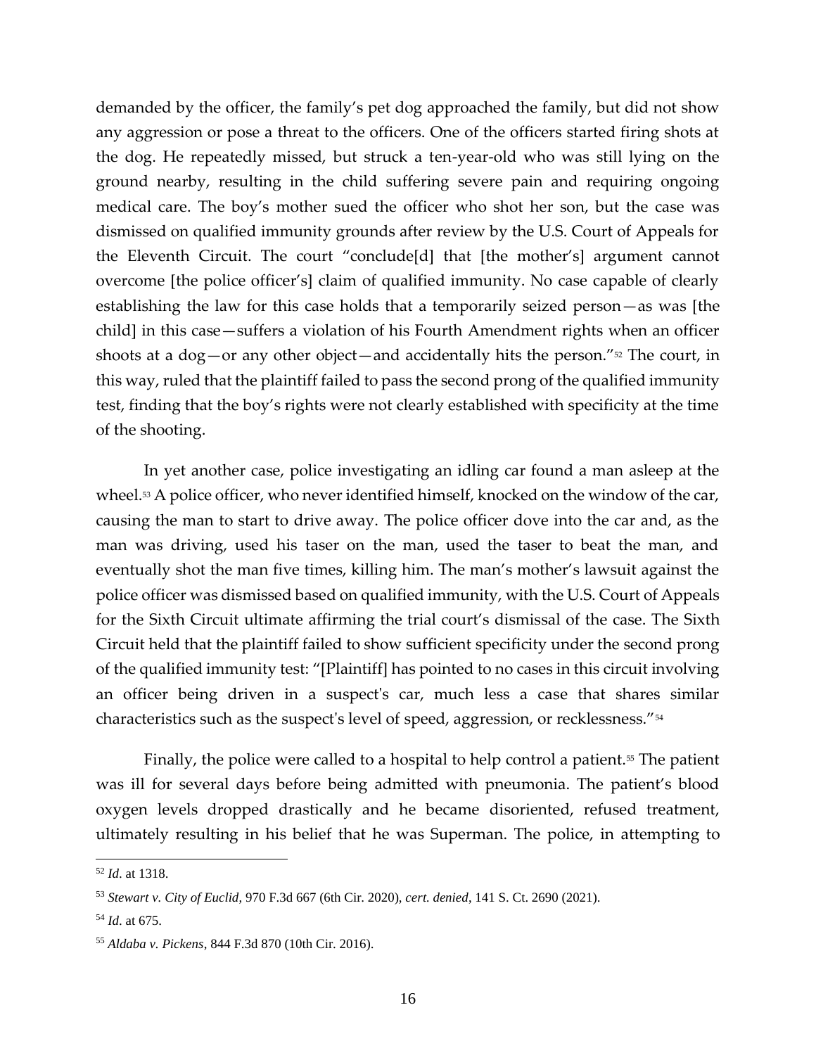demanded by the officer, the family's pet dog approached the family, but did not show any aggression or pose a threat to the officers. One of the officers started firing shots at the dog. He repeatedly missed, but struck a ten-year-old who was still lying on the ground nearby, resulting in the child suffering severe pain and requiring ongoing medical care. The boy's mother sued the officer who shot her son, but the case was dismissed on qualified immunity grounds after review by the U.S. Court of Appeals for the Eleventh Circuit. The court "conclude[d] that [the mother's] argument cannot overcome [the police officer's] claim of qualified immunity. No case capable of clearly establishing the law for this case holds that a temporarily seized person—as was [the child] in this case—suffers a violation of his Fourth Amendment rights when an officer shoots at a dog—or any other object—and accidentally hits the person."[52] The court, in this way, ruled that the plaintiff failed to pass the second prong of the qualified immunity test, finding that the boy's rights were not clearly established with specificity at the time of the shooting.

In yet another case, police investigating an idling car found a man asleep at the wheel.[53] A police officer, who never identified himself, knocked on the window of the car, causing the man to start to drive away. The police officer dove into the car and, as the man was driving, used his taser on the man, used the taser to beat the man, and eventually shot the man five times, killing him. The man's mother's lawsuit against the police officer was dismissed based on qualified immunity, with the U.S. Court of Appeals for the Sixth Circuit ultimate affirming the trial court's dismissal of the case. The Sixth Circuit held that the plaintiff failed to show sufficient specificity under the second prong of the qualified immunity test: "[Plaintiff] has pointed to no cases in this circuit involving an officer being driven in a suspect's car, much less a case that shares similar characteristics such as the suspect's level of speed, aggression, or recklessness."[54]

Finally, the police were called to a hospital to help control a patient.[55] The patient was ill for several days before being admitted with pneumonia. The patient's blood oxygen levels dropped drastically and he became disoriented, refused treatment, ultimately resulting in his belief that he was Superman. The police, in attempting to

---

[52] *Id*. at 1318.

[53] *Stewart v. City of Euclid*, 970 F.3d 667 (6th Cir. 2020), *cert. denied*, 141 S. Ct. 2690 (2021).

[54] *Id*. at 675.

[55] *Aldaba v. Pickens*, 844 F.3d 870 (10th Cir. 2016).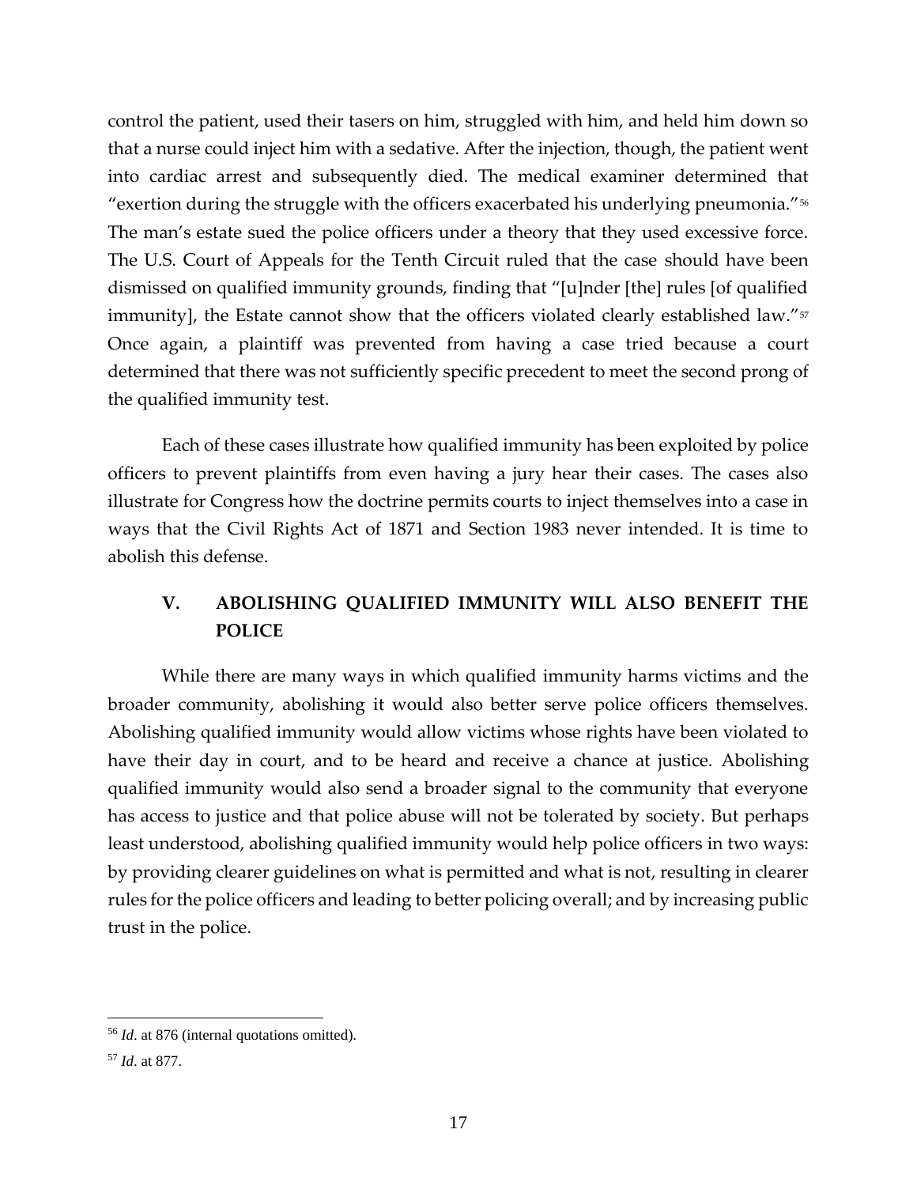control the patient, used their tasers on him, struggled with him, and held him down so that a nurse could inject him with a sedative. After the injection, though, the patient went into cardiac arrest and subsequently died. The medical examiner determined that "exertion during the struggle with the officers exacerbated his underlying pneumonia."[56] The man's estate sued the police officers under a theory that they used excessive force. The U.S. Court of Appeals for the Tenth Circuit ruled that the case should have been dismissed on qualified immunity grounds, finding that "[u]nder [the] rules [of qualified immunity], the Estate cannot show that the officers violated clearly established law."[57] Once again, a plaintiff was prevented from having a case tried because a court determined that there was not sufficiently specific precedent to meet the second prong of the qualified immunity test.

Each of these cases illustrate how qualified immunity has been exploited by police officers to prevent plaintiffs from even having a jury hear their cases. The cases also illustrate for Congress how the doctrine permits courts to inject themselves into a case in ways that the Civil Rights Act of 1871 and Section 1983 never intended. It is time to abolish this defense.

## V. ABOLISHING QUALIFIED IMMUNITY WILL ALSO BENEFIT THE POLICE

While there are many ways in which qualified immunity harms victims and the broader community, abolishing it would also better serve police officers themselves. Abolishing qualified immunity would allow victims whose rights have been violated to have their day in court, and to be heard and receive a chance at justice. Abolishing qualified immunity would also send a broader signal to the community that everyone has access to justice and that police abuse will not be tolerated by society. But perhaps least understood, abolishing qualified immunity would help police officers in two ways: by providing clearer guidelines on what is permitted and what is not, resulting in clearer rules for the police officers and leading to better policing overall; and by increasing public trust in the police.

---

[56] *Id*. at 876 (internal quotations omitted).

[57] *Id*. at 877.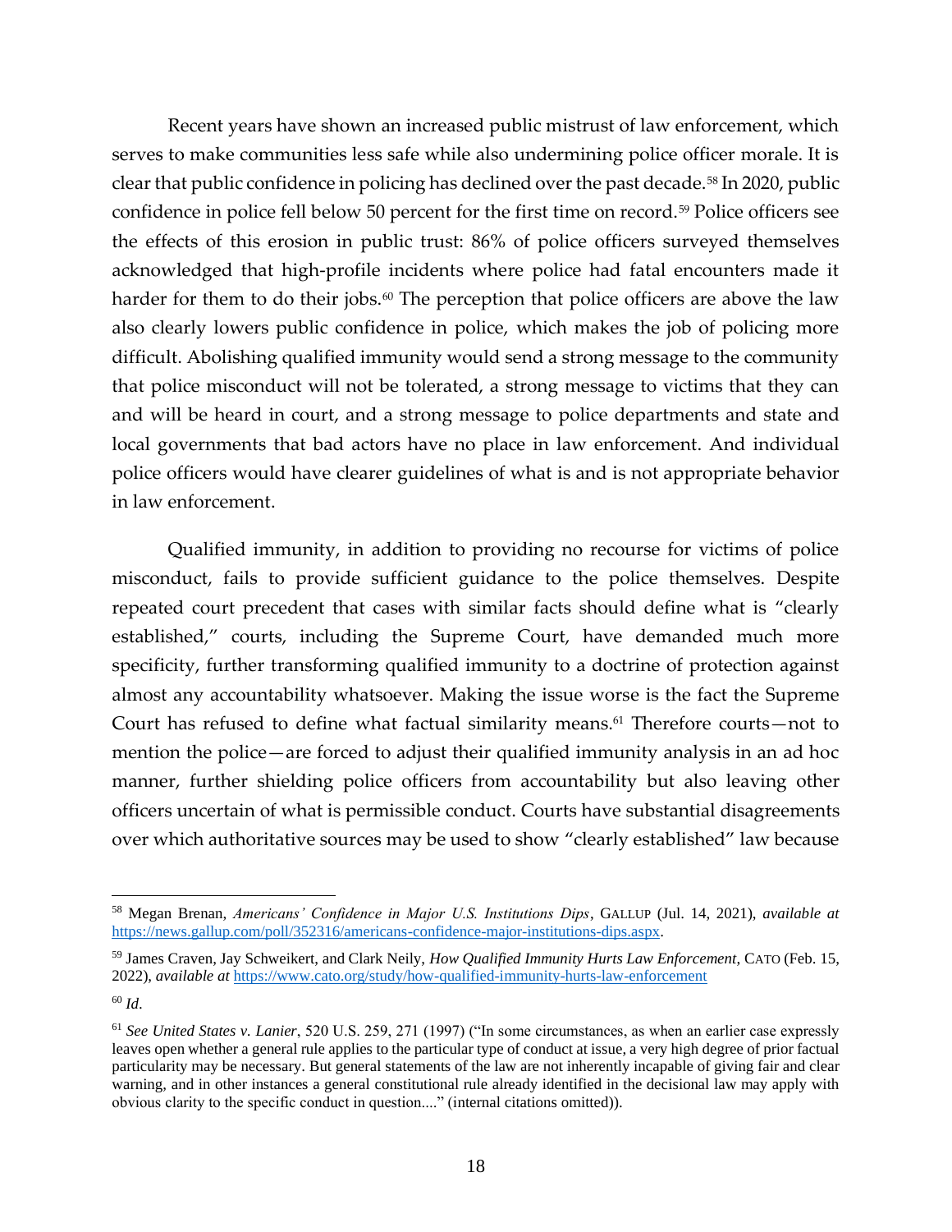Recent years have shown an increased public mistrust of law enforcement, which serves to make communities less safe while also undermining police officer morale. It is clear that public confidence in policing has declined over the past decade.[58] In 2020, public confidence in police fell below 50 percent for the first time on record.[59] Police officers see the effects of this erosion in public trust: 86% of police officers surveyed themselves acknowledged that high-profile incidents where police had fatal encounters made it harder for them to do their jobs.[60] The perception that police officers are above the law also clearly lowers public confidence in police, which makes the job of policing more difficult. Abolishing qualified immunity would send a strong message to the community that police misconduct will not be tolerated, a strong message to victims that they can and will be heard in court, and a strong message to police departments and state and local governments that bad actors have no place in law enforcement. And individual police officers would have clearer guidelines of what is and is not appropriate behavior in law enforcement.

Qualified immunity, in addition to providing no recourse for victims of police misconduct, fails to provide sufficient guidance to the police themselves. Despite repeated court precedent that cases with similar facts should define what is "clearly established," courts, including the Supreme Court, have demanded much more specificity, further transforming qualified immunity to a doctrine of protection against almost any accountability whatsoever. Making the issue worse is the fact the Supreme Court has refused to define what factual similarity means.[61] Therefore courts—not to mention the police—are forced to adjust their qualified immunity analysis in an ad hoc manner, further shielding police officers from accountability but also leaving other officers uncertain of what is permissible conduct. Courts have substantial disagreements over which authoritative sources may be used to show "clearly established" law because

---

[58] Megan Brenan, *Americans' Confidence in Major U.S. Institutions Dips*, GALLUP (Jul. 14, 2021), *available at* https://news.gallup.com/poll/352316/americans-confidence-major-institutions-dips.aspx.

[59] James Craven, Jay Schweikert, and Clark Neily, *How Qualified Immunity Hurts Law Enforcement*, CATO (Feb. 15, 2022), *available at* https://www.cato.org/study/how-qualified-immunity-hurts-law-enforcement

[60] *Id*.

[61] *See United States v. Lanier*, 520 U.S. 259, 271 (1997) ("In some circumstances, as when an earlier case expressly leaves open whether a general rule applies to the particular type of conduct at issue, a very high degree of prior factual particularity may be necessary. But general statements of the law are not inherently incapable of giving fair and clear warning, and in other instances a general constitutional rule already identified in the decisional law may apply with obvious clarity to the specific conduct in question...." (internal citations omitted)).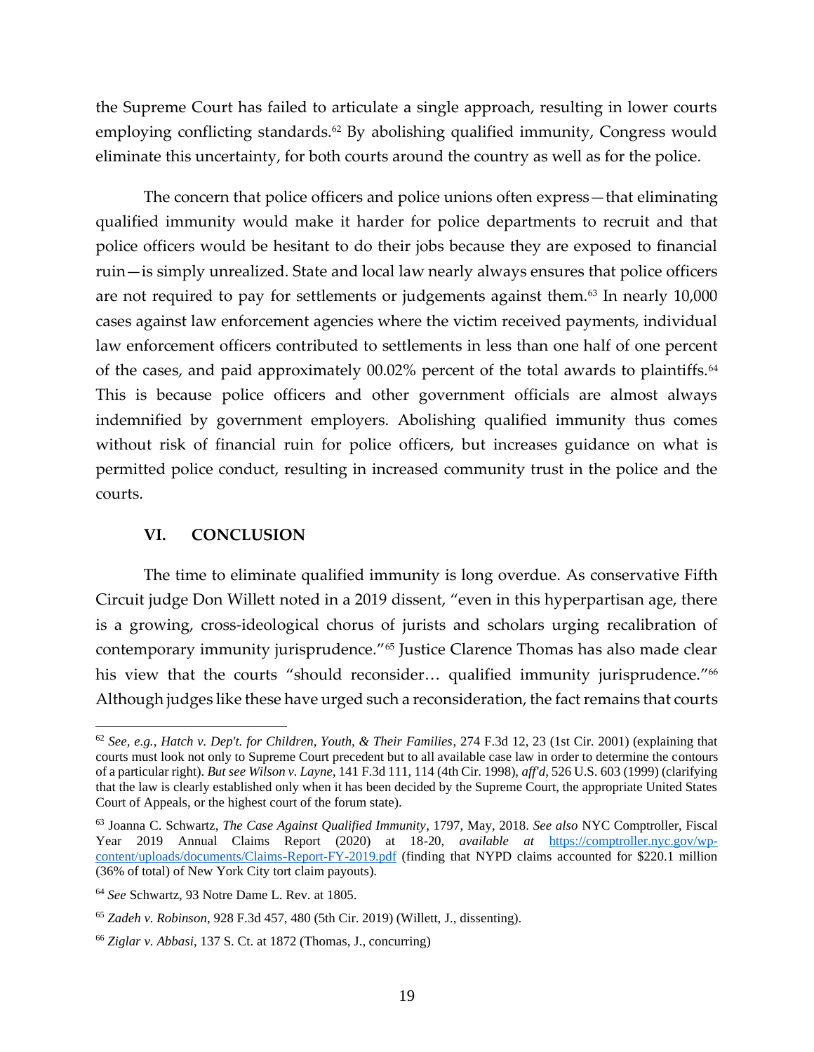the Supreme Court has failed to articulate a single approach, resulting in lower courts employing conflicting standards.[62] By abolishing qualified immunity, Congress would eliminate this uncertainty, for both courts around the country as well as for the police.

The concern that police officers and police unions often express—that eliminating qualified immunity would make it harder for police departments to recruit and that police officers would be hesitant to do their jobs because they are exposed to financial ruin—is simply unrealized. State and local law nearly always ensures that police officers are not required to pay for settlements or judgements against them.[63] In nearly 10,000 cases against law enforcement agencies where the victim received payments, individual law enforcement officers contributed to settlements in less than one half of one percent of the cases, and paid approximately 00.02% percent of the total awards to plaintiffs.[64] This is because police officers and other government officials are almost always indemnified by government employers. Abolishing qualified immunity thus comes without risk of financial ruin for police officers, but increases guidance on what is permitted police conduct, resulting in increased community trust in the police and the courts.

## VI. CONCLUSION

The time to eliminate qualified immunity is long overdue. As conservative Fifth Circuit judge Don Willett noted in a 2019 dissent, "even in this hyperpartisan age, there is a growing, cross-ideological chorus of jurists and scholars urging recalibration of contemporary immunity jurisprudence."[65] Justice Clarence Thomas has also made clear his view that the courts "should reconsider… qualified immunity jurisprudence."[66] Although judges like these have urged such a reconsideration, the fact remains that courts

---

[62] *See, e.g.*, *Hatch v. Dep't. for Children, Youth, & Their Families*, 274 F.3d 12, 23 (1st Cir. 2001) (explaining that courts must look not only to Supreme Court precedent but to all available case law in order to determine the contours of a particular right). *But see Wilson v. Layne*, 141 F.3d 111, 114 (4th Cir. 1998), *aff'd*, 526 U.S. 603 (1999) (clarifying that the law is clearly established only when it has been decided by the Supreme Court, the appropriate United States Court of Appeals, or the highest court of the forum state).

[63] Joanna C. Schwartz, *The Case Against Qualified Immunity*, 1797, May, 2018. *See also* NYC Comptroller, Fiscal Year 2019 Annual Claims Report (2020) at 18-20, *available at* [https://comptroller.nyc.gov/wp-content/uploads/documents/Claims-Report-FY-2019.pdf](https://comptroller.nyc.gov/wp-content/uploads/documents/Claims-Report-FY-2019.pdf) (finding that NYPD claims accounted for $220.1 million (36% of total) of New York City tort claim payouts).

[64] *See* Schwartz, 93 Notre Dame L. Rev. at 1805.

[65] *Zadeh v. Robinson*, 928 F.3d 457, 480 (5th Cir. 2019) (Willett, J., dissenting).

[66] *Ziglar v. Abbasi*, 137 S. Ct. at 1872 (Thomas, J., concurring)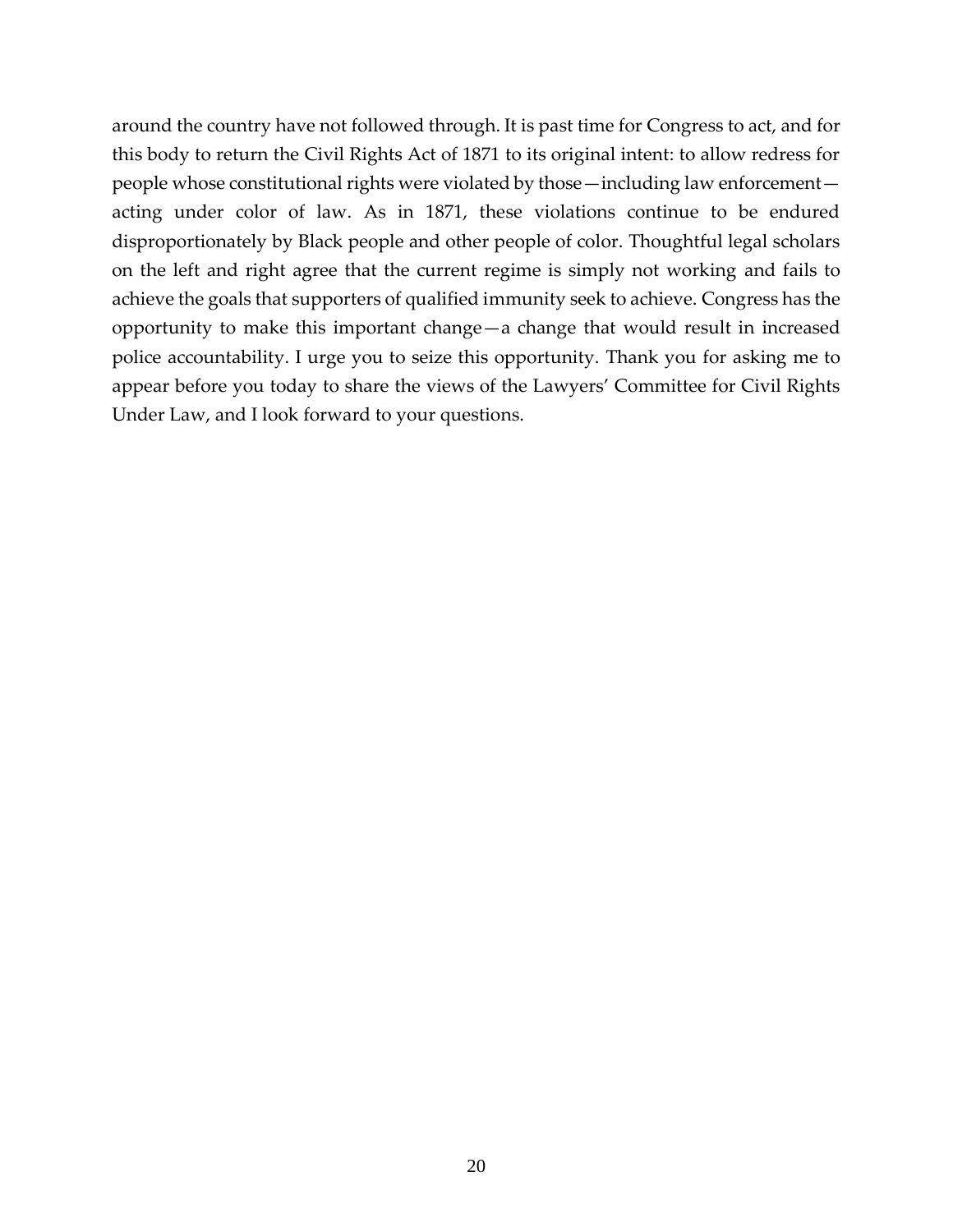around the country have not followed through. It is past time for Congress to act, and for this body to return the Civil Rights Act of 1871 to its original intent: to allow redress for people whose constitutional rights were violated by those—including law enforcement—acting under color of law. As in 1871, these violations continue to be endured disproportionately by Black people and other people of color. Thoughtful legal scholars on the left and right agree that the current regime is simply not working and fails to achieve the goals that supporters of qualified immunity seek to achieve. Congress has the opportunity to make this important change—a change that would result in increased police accountability. I urge you to seize this opportunity. Thank you for asking me to appear before you today to share the views of the Lawyers' Committee for Civil Rights Under Law, and I look forward to your questions.